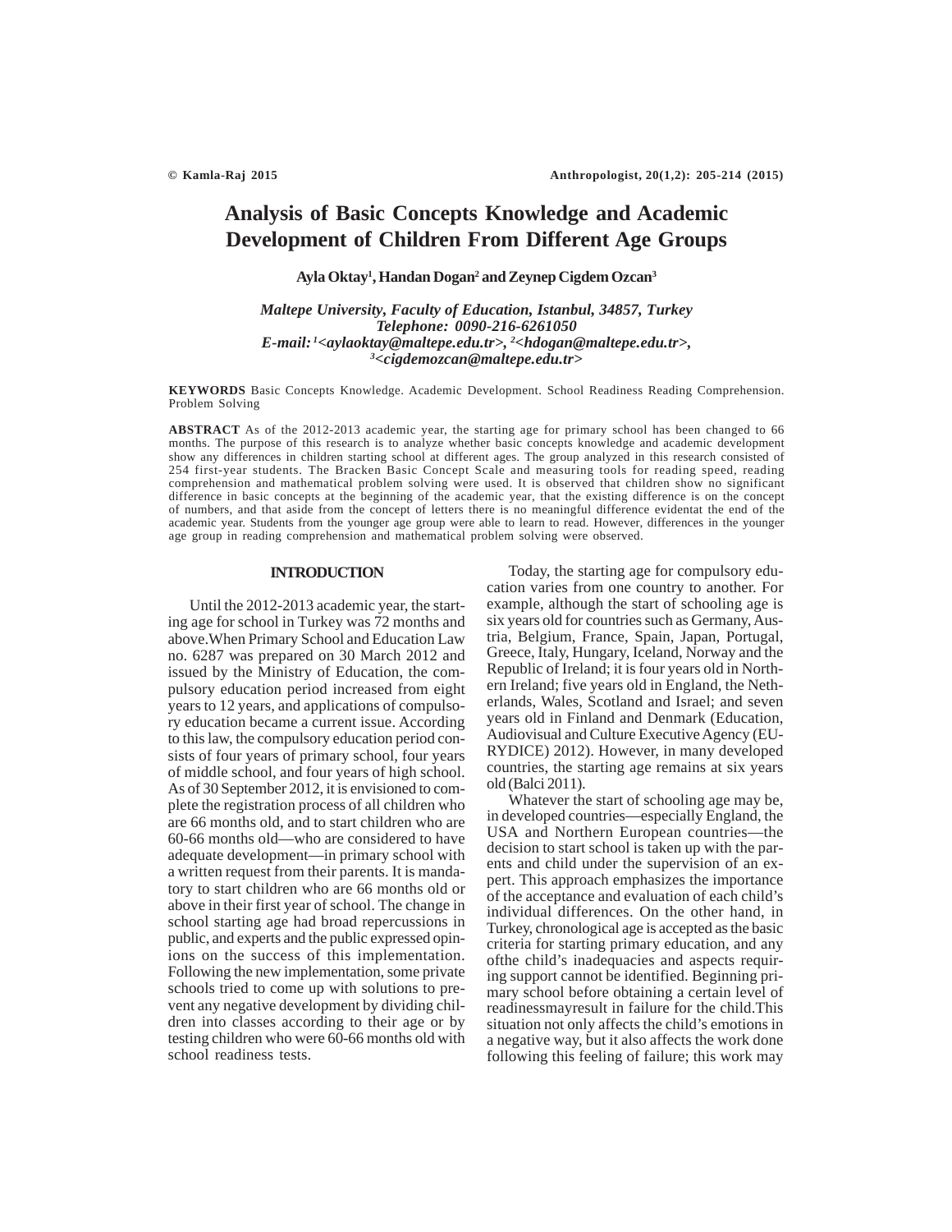# Analysis of Basic Concepts Knowledge and Academic Development of Children From Different Age Groups

**Ayla Oktay[1], Handan Dogan[2] and Zeynep Cigdem Ozcan[3]**

*Maltepe University, Faculty of Education, Istanbul, 34857, Turkey*
*Telephone: 0090-216-6261050*
*E-mail: [1]<aylaoktay@maltepe.edu.tr>, [2]<hdogan@maltepe.edu.tr>, [3]<cigdemozcan@maltepe.edu.tr>*

**KEYWORDS** Basic Concepts Knowledge. Academic Development. School Readiness Reading Comprehension. Problem Solving

**ABSTRACT** As of the 2012-2013 academic year, the starting age for primary school has been changed to 66 months. The purpose of this research is to analyze whether basic concepts knowledge and academic development show any differences in children starting school at different ages. The group analyzed in this research consisted of 254 first-year students. The Bracken Basic Concept Scale and measuring tools for reading speed, reading comprehension and mathematical problem solving were used. It is observed that children show no significant difference in basic concepts at the beginning of the academic year, that the existing difference is on the concept of numbers, and that aside from the concept of letters there is no meaningful difference evidentat the end of the academic year. Students from the younger age group were able to learn to read. However, differences in the younger age group in reading comprehension and mathematical problem solving were observed.

## INTRODUCTION

Until the 2012-2013 academic year, the starting age for school in Turkey was 72 months and above.When Primary School and Education Law no. 6287 was prepared on 30 March 2012 and issued by the Ministry of Education, the compulsory education period increased from eight years to 12 years, and applications of compulsory education became a current issue. According to this law, the compulsory education period consists of four years of primary school, four years of middle school, and four years of high school. As of 30 September 2012, it is envisioned to complete the registration process of all children who are 66 months old, and to start children who are 60-66 months old—who are considered to have adequate development—in primary school with a written request from their parents. It is mandatory to start children who are 66 months old or above in their first year of school. The change in school starting age had broad repercussions in public, and experts and the public expressed opinions on the success of this implementation. Following the new implementation, some private schools tried to come up with solutions to prevent any negative development by dividing children into classes according to their age or by testing children who were 60-66 months old with school readiness tests.

Today, the starting age for compulsory education varies from one country to another. For example, although the start of schooling age is six years old for countries such as Germany, Austria, Belgium, France, Spain, Japan, Portugal, Greece, Italy, Hungary, Iceland, Norway and the Republic of Ireland; it is four years old in Northern Ireland; five years old in England, the Netherlands, Wales, Scotland and Israel; and seven years old in Finland and Denmark (Education, Audiovisual and Culture Executive Agency (EURYDICE) 2012). However, in many developed countries, the starting age remains at six years old (Balci 2011).

Whatever the start of schooling age may be, in developed countries—especially England, the USA and Northern European countries—the decision to start school is taken up with the parents and child under the supervision of an expert. This approach emphasizes the importance of the acceptance and evaluation of each child's individual differences. On the other hand, in Turkey, chronological age is accepted as the basic criteria for starting primary education, and any ofthe child's inadequacies and aspects requiring support cannot be identified. Beginning primary school before obtaining a certain level of readinessmayresult in failure for the child.This situation not only affects the child's emotions in a negative way, but it also affects the work done following this feeling of failure; this work may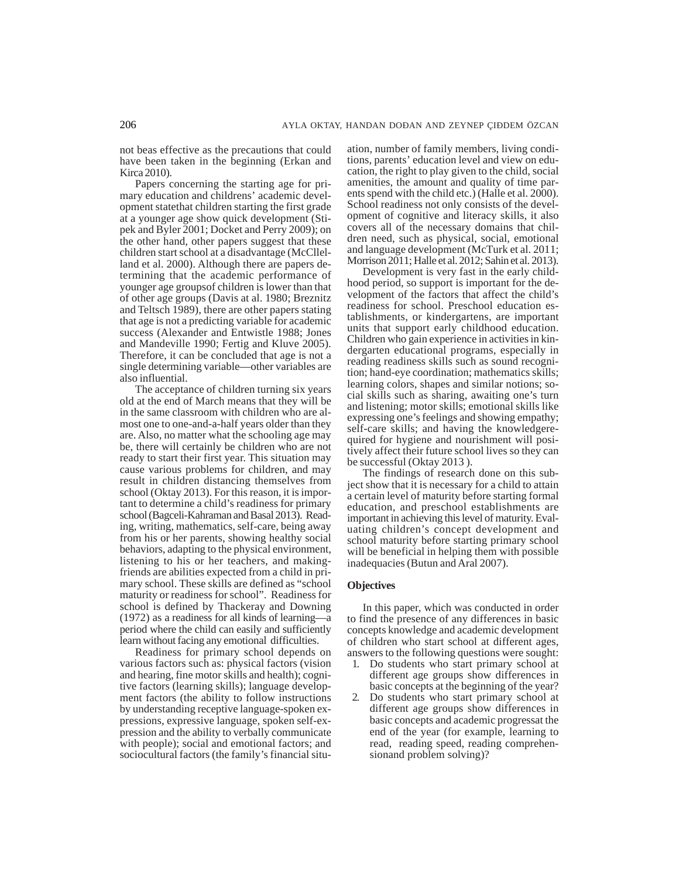not beas effective as the precautions that could have been taken in the beginning (Erkan and Kirca 2010).

Papers concerning the starting age for primary education and childrens' academic development statethat children starting the first grade at a younger age show quick development (Stipek and Byler 2001; Docket and Perry 2009); on the other hand, other papers suggest that these children start school at a disadvantage (McCllelland et al. 2000). Although there are papers determining that the academic performance of younger age groupsof children is lower than that of other age groups (Davis at al. 1980; Breznitz and Teltsch 1989), there are other papers stating that age is not a predicting variable for academic success (Alexander and Entwistle 1988; Jones and Mandeville 1990; Fertig and Kluve 2005). Therefore, it can be concluded that age is not a single determining variable—other variables are also influential.

The acceptance of children turning six years old at the end of March means that they will be in the same classroom with children who are almost one to one-and-a-half years older than they are. Also, no matter what the schooling age may be, there will certainly be children who are not ready to start their first year. This situation may cause various problems for children, and may result in children distancing themselves from school (Oktay 2013). For this reason, it is important to determine a child's readiness for primary school (Bagceli-Kahraman and Basal 2013). Reading, writing, mathematics, self-care, being away from his or her parents, showing healthy social behaviors, adapting to the physical environment, listening to his or her teachers, and makingfriends are abilities expected from a child in primary school. These skills are defined as "school maturity or readiness for school". Readiness for school is defined by Thackeray and Downing (1972) as a readiness for all kinds of learning—a period where the child can easily and sufficiently learn without facing any emotional difficulties.

Readiness for primary school depends on various factors such as: physical factors (vision and hearing, fine motor skills and health); cognitive factors (learning skills); language development factors (the ability to follow instructions by understanding receptive language-spoken expressions, expressive language, spoken self-expression and the ability to verbally communicate with people); social and emotional factors; and sociocultural factors (the family's financial situation, number of family members, living conditions, parents' education level and view on education, the right to play given to the child, social amenities, the amount and quality of time parents spend with the child etc.) (Halle et al. 2000). School readiness not only consists of the development of cognitive and literacy skills, it also covers all of the necessary domains that children need, such as physical, social, emotional and language development (McTurk et al. 2011; Morrison 2011; Halle et al. 2012; Sahin et al. 2013).

Development is very fast in the early childhood period, so support is important for the development of the factors that affect the child's readiness for school. Preschool education establishments, or kindergartens, are important units that support early childhood education. Children who gain experience in activities in kindergarten educational programs, especially in reading readiness skills such as sound recognition; hand-eye coordination; mathematics skills; learning colors, shapes and similar notions; social skills such as sharing, awaiting one's turn and listening; motor skills; emotional skills like expressing one's feelings and showing empathy; self-care skills; and having the knowledgerequired for hygiene and nourishment will positively affect their future school lives so they can be successful (Oktay 2013 ).

The findings of research done on this subject show that it is necessary for a child to attain a certain level of maturity before starting formal education, and preschool establishments are important in achieving this level of maturity. Evaluating children's concept development and school maturity before starting primary school will be beneficial in helping them with possible inadequacies (Butun and Aral 2007).

## Objectives

In this paper, which was conducted in order to find the presence of any differences in basic concepts knowledge and academic development of children who start school at different ages, answers to the following questions were sought:

1. Do students who start primary school at different age groups show differences in basic concepts at the beginning of the year?
2. Do students who start primary school at different age groups show differences in basic concepts and academic progressat the end of the year (for example, learning to read, reading speed, reading comprehensionand problem solving)?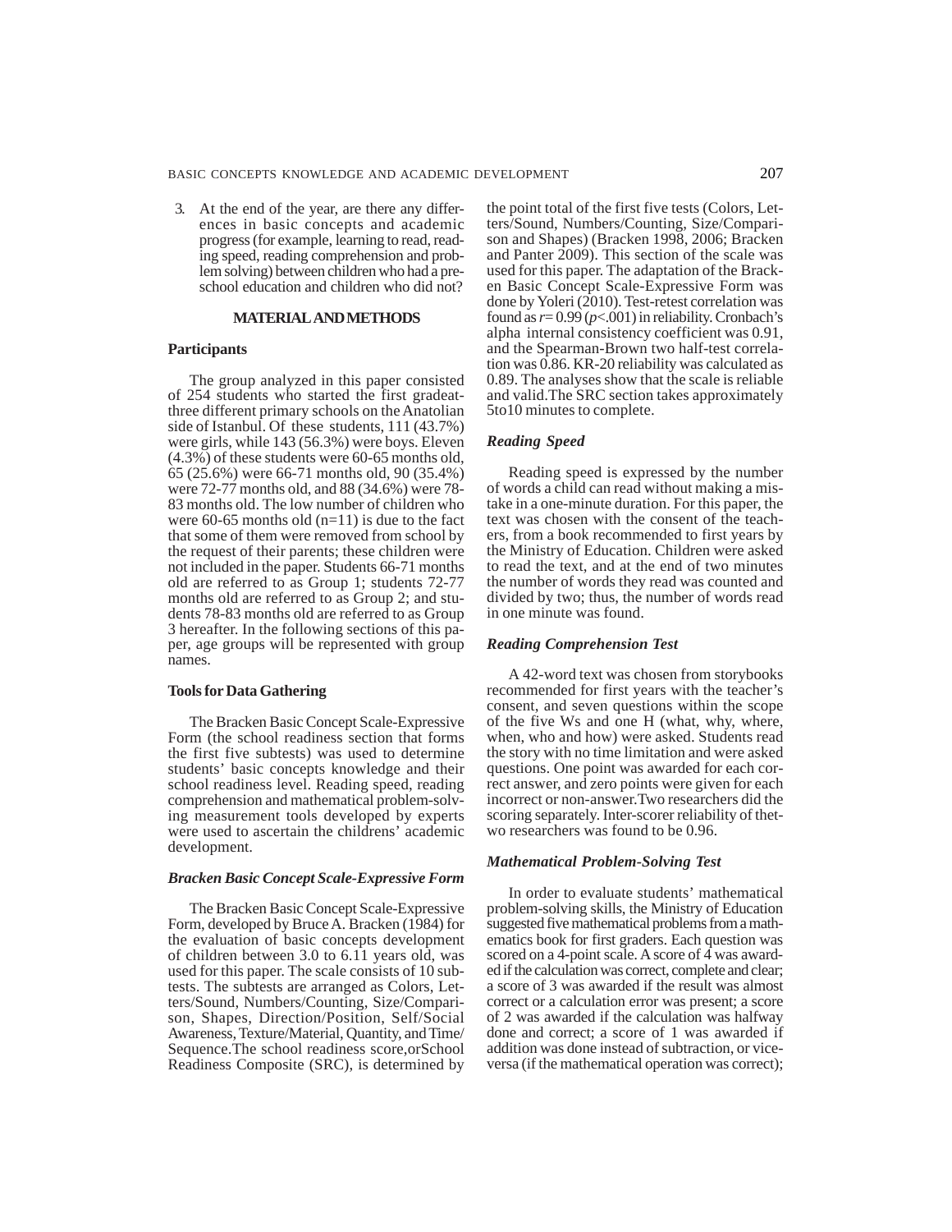3. At the end of the year, are there any differences in basic concepts and academic progress (for example, learning to read, reading speed, reading comprehension and problem solving) between children who had a preschool education and children who did not?

## MATERIAL AND METHODS

### Participants

The group analyzed in this paper consisted of 254 students who started the first gradeat-three different primary schools on the Anatolian side of Istanbul. Of these students, 111 (43.7%) were girls, while 143 (56.3%) were boys. Eleven (4.3%) of these students were 60-65 months old, 65 (25.6%) were 66-71 months old, 90 (35.4%) were 72-77 months old, and 88 (34.6%) were 78-83 months old. The low number of children who were 60-65 months old (n=11) is due to the fact that some of them were removed from school by the request of their parents; these children were not included in the paper. Students 66-71 months old are referred to as Group 1; students 72-77 months old are referred to as Group 2; and students 78-83 months old are referred to as Group 3 hereafter. In the following sections of this paper, age groups will be represented with group names.

### Tools for Data Gathering

The Bracken Basic Concept Scale-Expressive Form (the school readiness section that forms the first five subtests) was used to determine students' basic concepts knowledge and their school readiness level. Reading speed, reading comprehension and mathematical problem-solving measurement tools developed by experts were used to ascertain the childrens' academic development.

#### *Bracken Basic Concept Scale-Expressive Form*

The Bracken Basic Concept Scale-Expressive Form, developed by Bruce A. Bracken (1984) for the evaluation of basic concepts development of children between 3.0 to 6.11 years old, was used for this paper. The scale consists of 10 subtests. The subtests are arranged as Colors, Letters/Sound, Numbers/Counting, Size/Comparison, Shapes, Direction/Position, Self/Social Awareness, Texture/Material, Quantity, and Time/Sequence.The school readiness score,orSchool Readiness Composite (SRC), is determined by the point total of the first five tests (Colors, Letters/Sound, Numbers/Counting, Size/Comparison and Shapes) (Bracken 1998, 2006; Bracken and Panter 2009). This section of the scale was used for this paper. The adaptation of the Bracken Basic Concept Scale-Expressive Form was done by Yoleri (2010). Test-retest correlation was found as $r= 0.99$ ($p<.001$) in reliability. Cronbach's alpha internal consistency coefficient was 0.91, and the Spearman-Brown two half-test correlation was 0.86. KR-20 reliability was calculated as 0.89. The analyses show that the scale is reliable and valid.The SRC section takes approximately 5to10 minutes to complete.

#### *Reading Speed*

Reading speed is expressed by the number of words a child can read without making a mistake in a one-minute duration. For this paper, the text was chosen with the consent of the teachers, from a book recommended to first years by the Ministry of Education. Children were asked to read the text, and at the end of two minutes the number of words they read was counted and divided by two; thus, the number of words read in one minute was found.

#### *Reading Comprehension Test*

A 42-word text was chosen from storybooks recommended for first years with the teacher's consent, and seven questions within the scope of the five Ws and one H (what, why, where, when, who and how) were asked. Students read the story with no time limitation and were asked questions. One point was awarded for each correct answer, and zero points were given for each incorrect or non-answer.Two researchers did the scoring separately. Inter-scorer reliability of thetwo researchers was found to be 0.96.

#### *Mathematical Problem-Solving Test*

In order to evaluate students' mathematical problem-solving skills, the Ministry of Education suggested five mathematical problems from a mathematics book for first graders. Each question was scored on a 4-point scale. A score of 4 was awarded if the calculation was correct, complete and clear; a score of 3 was awarded if the result was almost correct or a calculation error was present; a score of 2 was awarded if the calculation was halfway done and correct; a score of 1 was awarded if addition was done instead of subtraction, or viceversa (if the mathematical operation was correct);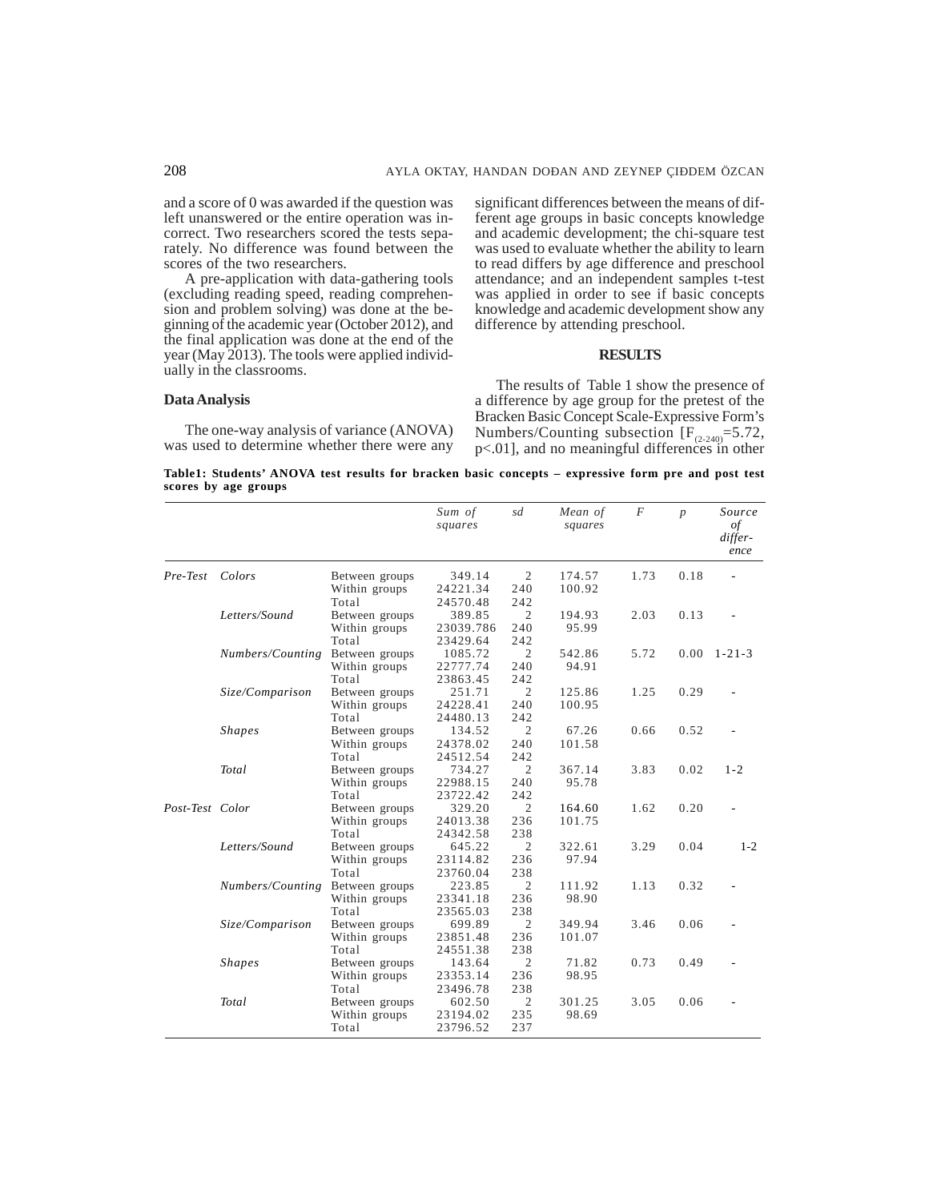and a score of 0 was awarded if the question was left unanswered or the entire operation was incorrect. Two researchers scored the tests separately. No difference was found between the scores of the two researchers.

A pre-application with data-gathering tools (excluding reading speed, reading comprehension and problem solving) was done at the beginning of the academic year (October 2012), and the final application was done at the end of the year (May 2013). The tools were applied individually in the classrooms.

### Data Analysis

The one-way analysis of variance (ANOVA) was used to determine whether there were any significant differences between the means of different age groups in basic concepts knowledge and academic development; the chi-square test was used to evaluate whether the ability to learn to read differs by age difference and preschool attendance; and an independent samples t-test was applied in order to see if basic concepts knowledge and academic development show any difference by attending preschool.

## RESULTS

The results of Table 1 show the presence of a difference by age group for the pretest of the Bracken Basic Concept Scale-Expressive Form's Numbers/Counting subsection [$F_{(2\text{-}240)}=5.72$, $p<.01$], and no meaningful differences in other

**Table1: Students' ANOVA test results for bracken basic concepts – expressive form pre and post test scores by age groups**

| | | | *Sum of squares* | *sd* | *Mean of squares* | *F* | *p* | *Source of difference* |
|---|---|---|---|---|---|---|---|---|
| *Pre-Test* | *Colors* | Between groups | 349.14 | 2 | 174.57 | 1.73 | 0.18 | - |
| | | Within groups | 24221.34 | 240 | 100.92 | | | |
| | | Total | 24570.48 | 242 | | | | |
| | *Letters/Sound* | Between groups | 389.85 | 2 | 194.93 | 2.03 | 0.13 | - |
| | | Within groups | 23039.786 | 240 | 95.99 | | | |
| | | Total | 23429.64 | 242 | | | | |
| | *Numbers/Counting* | Between groups | 1085.72 | 2 | 542.86 | 5.72 | 0.00 | 1-21-3 |
| | | Within groups | 22777.74 | 240 | 94.91 | | | |
| | | Total | 23863.45 | 242 | | | | |
| | *Size/Comparison* | Between groups | 251.71 | 2 | 125.86 | 1.25 | 0.29 | - |
| | | Within groups | 24228.41 | 240 | 100.95 | | | |
| | | Total | 24480.13 | 242 | | | | |
| | *Shapes* | Between groups | 134.52 | 2 | 67.26 | 0.66 | 0.52 | - |
| | | Within groups | 24378.02 | 240 | 101.58 | | | |
| | | Total | 24512.54 | 242 | | | | |
| | *Total* | Between groups | 734.27 | 2 | 367.14 | 3.83 | 0.02 | 1-2 |
| | | Within groups | 22988.15 | 240 | 95.78 | | | |
| | | Total | 23722.42 | 242 | | | | |
| *Post-Test* | *Color* | Between groups | 329.20 | 2 | 164.60 | 1.62 | 0.20 | - |
| | | Within groups | 24013.38 | 236 | 101.75 | | | |
| | | Total | 24342.58 | 238 | | | | |
| | *Letters/Sound* | Between groups | 645.22 | 2 | 322.61 | 3.29 | 0.04 | 1-2 |
| | | Within groups | 23114.82 | 236 | 97.94 | | | |
| | | Total | 23760.04 | 238 | | | | |
| | *Numbers/Counting* | Between groups | 223.85 | 2 | 111.92 | 1.13 | 0.32 | - |
| | | Within groups | 23341.18 | 236 | 98.90 | | | |
| | | Total | 23565.03 | 238 | | | | |
| | *Size/Comparison* | Between groups | 699.89 | 2 | 349.94 | 3.46 | 0.06 | - |
| | | Within groups | 23851.48 | 236 | 101.07 | | | |
| | | Total | 24551.38 | 238 | | | | |
| | *Shapes* | Between groups | 143.64 | 2 | 71.82 | 0.73 | 0.49 | - |
| | | Within groups | 23353.14 | 236 | 98.95 | | | |
| | | Total | 23496.78 | 238 | | | | |
| | *Total* | Between groups | 602.50 | 2 | 301.25 | 3.05 | 0.06 | - |
| | | Within groups | 23194.02 | 235 | 98.69 | | | |
| | | Total | 23796.52 | 237 | | | | |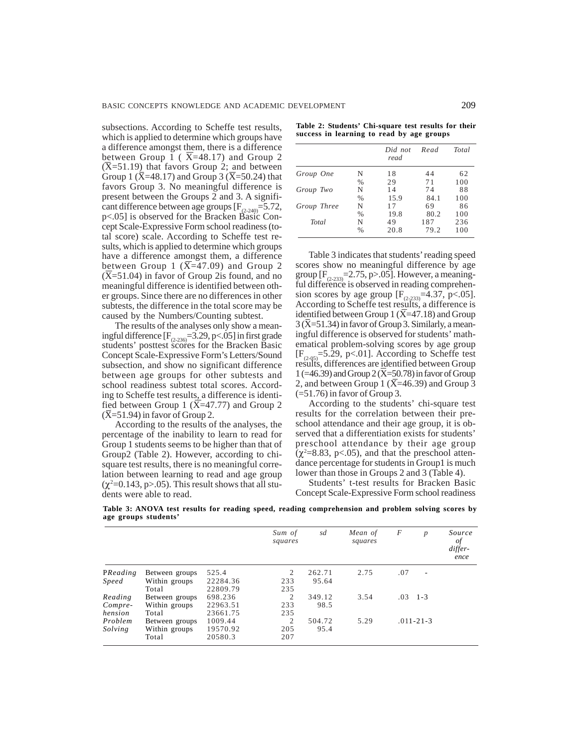subsections. According to Scheffe test results, which is applied to determine which groups have a difference amongst them, there is a difference between Group 1 ( $\bar{X}$=48.17) and Group 2 ($\bar{X}$=51.19) that favors Group 2; and between Group 1 ($\bar{X}$=48.17) and Group 3 ($\bar{X}$=50.24) that favors Group 3. No meaningful difference is present between the Groups 2 and 3. A significant difference between age groups [$F_{(2\text{-}240)}$=5.72, p<.05] is observed for the Bracken Basic Concept Scale-Expressive Form school readiness (total score) scale. According to Scheffe test results, which is applied to determine which groups have a difference amongst them, a difference between Group 1 ($\bar{X}$=47.09) and Group 2 ($\bar{X}$=51.04) in favor of Group 2is found, and no meaningful difference is identified between other groups. Since there are no differences in other subtests, the difference in the total score may be caused by the Numbers/Counting subtest.

The results of the analyses only show a meaningful difference [$F_{(2\text{-}236)}$=3.29, p<.05] in first grade students' posttest scores for the Bracken Basic Concept Scale-Expressive Form's Letters/Sound subsection, and show no significant difference between age groups for other subtests and school readiness subtest total scores. According to Scheffe test results, a difference is identified between Group 1 ($\bar{X}$=47.77) and Group 2 ($\bar{X}$=51.94) in favor of Group 2.

According to the results of the analyses, the percentage of the inability to learn to read for Group 1 students seems to be higher than that of Group2 (Table 2). However, according to chi-square test results, there is no meaningful correlation between learning to read and age group ($\chi^2$=0.143, p>.05). This result shows that all students were able to read.

**Table 2: Students' Chi-square test results for their success in learning to read by age groups**

| | | Did not read | Read | Total |
|---|---|---|---|---|
| Group One | N | 18 | 44 | 62 |
| | % | 29 | 71 | 100 |
| Group Two | N | 14 | 74 | 88 |
| | % | 15.9 | 84.1 | 100 |
| Group Three | N | 17 | 69 | 86 |
| | % | 19.8 | 80.2 | 100 |
| Total | N | 49 | 187 | 236 |
| | % | 20.8 | 79.2 | 100 |

Table 3 indicates that students' reading speed scores show no meaningful difference by age group [$F_{(2\text{-}233)}$=2.75, p>.05]. However, a meaningful difference is observed in reading comprehension scores by age group [$F_{(2\text{-}233)}$=4.37, p<.05]. According to Scheffe test results, a difference is identified between Group 1 ($\bar{X}$=47.18) and Group 3 ($\bar{X}$=51.34) in favor of Group 3. Similarly, a meaningful difference is observed for students' mathematical problem-solving scores by age group [$F_{(2\text{-}05)}$=5.29, p<.01]. According to Scheffe test results, differences are identified between Group 1 (=46.39) and Group 2 ($\bar{X}$=50.78) in favor of Group 2, and between Group 1 ($\bar{X}$=46.39) and Group 3 (=51.76) in favor of Group 3.

According to the students' chi-square test results for the correlation between their preschool attendance and their age group, it is observed that a differentiation exists for students' preschool attendance by their age group ($\chi^2$=8.83, p<.05), and that the preschool attendance percentage for students in Group1 is much lower than those in Groups 2 and 3 (Table 4).

Students' t-test results for Bracken Basic Concept Scale-Expressive Form school readiness

**Table 3: ANOVA test results for reading speed, reading comprehension and problem solving scores by age groups students'**

| | | Sum of squares | sd | Mean of squares | F | p | Source of difference |
|---|---|---|---|---|---|---|---|
| PReading Speed | Between groups | 525.4 | 2 | 262.71 | 2.75 | .07 | - |
| | Within groups | 22284.36 | 233 | 95.64 | | | |
| | Total | 22809.79 | 235 | | | | |
| Reading Compre-hension | Between groups | 698.236 | 2 | 349.12 | 3.54 | .03 | 1-3 |
| | Within groups | 22963.51 | 233 | 98.5 | | | |
| | Total | 23661.75 | 235 | | | | |
| Problem Solving | Between groups | 1009.44 | 2 | 504.72 | 5.29 | .01 | 1-2 1-3 |
| | Within groups | 19570.92 | 205 | 95.4 | | | |
| | Total | 20580.3 | 207 | | | | |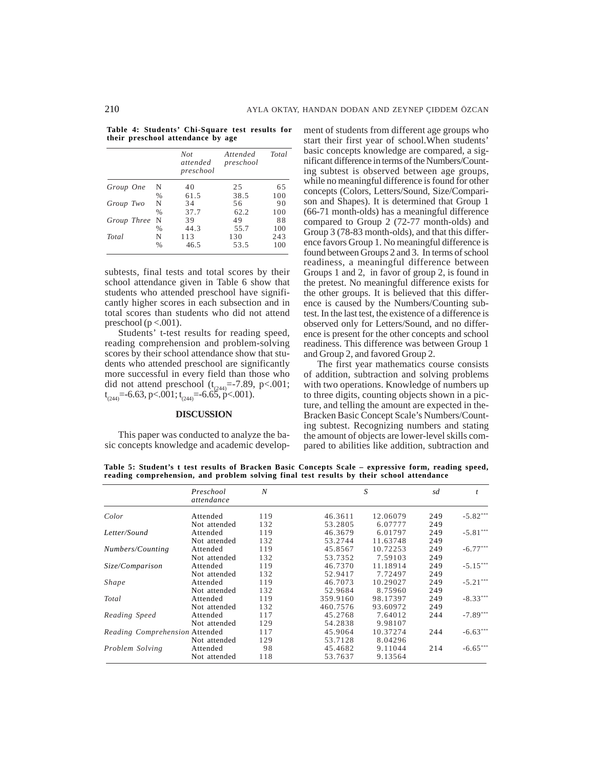**Table 4: Students' Chi-Square test results for their preschool attendance by age**

| | | Not attended preschool | Attended preschool | Total |
|---|---|---|---|---|
| *Group One* | N | 40 | 25 | 65 |
| | % | 61.5 | 38.5 | 100 |
| *Group Two* | N | 34 | 56 | 90 |
| | % | 37.7 | 62.2 | 100 |
| *Group Three* | N | 39 | 49 | 88 |
| | % | 44.3 | 55.7 | 100 |
| *Total* | N | 113 | 130 | 243 |
| | % | 46.5 | 53.5 | 100 |

subtests, final tests and total scores by their school attendance given in Table 6 show that students who attended preschool have significantly higher scores in each subsection and in total scores than students who did not attend preschool ($p < .001$).

Students' t-test results for reading speed, reading comprehension and problem-solving scores by their school attendance show that students who attended preschool are significantly more successful in every field than those who did not attend preschool ($t_{(244)}=-7.89$, $p<.001$; $t_{(244)}=-6.63$, $p<.001$; $t_{(244)}=-6.65$, $p<.001$).

## DISCUSSION

This paper was conducted to analyze the basic concepts knowledge and academic development of students from different age groups who start their first year of school.When students' basic concepts knowledge are compared, a significant difference in terms of the Numbers/Counting subtest is observed between age groups, while no meaningful difference is found for other concepts (Colors, Letters/Sound, Size/Comparison and Shapes). It is determined that Group 1 (66-71 month-olds) has a meaningful difference compared to Group 2 (72-77 month-olds) and Group 3 (78-83 month-olds), and that this difference favors Group 1. No meaningful difference is found between Groups 2 and 3. In terms of school readiness, a meaningful difference between Groups 1 and 2, in favor of group 2, is found in the pretest. No meaningful difference exists for the other groups. It is believed that this difference is caused by the Numbers/Counting subtest. In the last test, the existence of a difference is observed only for Letters/Sound, and no difference is present for the other concepts and school readiness. This difference was between Group 1 and Group 2, and favored Group 2.

The first year mathematics course consists of addition, subtraction and solving problems with two operations. Knowledge of numbers up to three digits, counting objects shown in a picture, and telling the amount are expected in the Bracken Basic Concept Scale's Numbers/Counting subtest. Recognizing numbers and stating the amount of objects are lower-level skills compared to abilities like addition, subtraction and

**Table 5: Student's t test results of Bracken Basic Concepts Scale – expressive form, reading speed, reading comprehension, and problem solving final test results by their school attendance**

| | Preschool attendance | N | S | | sd | t |
|---|---|---|---|---|---|---|
| *Color* | Attended | 119 | 46.3611 | 12.06079 | 249 | $-5.82^{***}$ |
| | Not attended | 132 | 53.2805 | 6.07777 | 249 | |
| *Letter/Sound* | Attended | 119 | 46.3679 | 6.01797 | 249 | $-5.81^{***}$ |
| | Not attended | 132 | 53.2744 | 11.63748 | 249 | |
| *Numbers/Counting* | Attended | 119 | 45.8567 | 10.72253 | 249 | $-6.77^{***}$ |
| | Not attended | 132 | 53.7352 | 7.59103 | 249 | |
| *Size/Comparison* | Attended | 119 | 46.7370 | 11.18914 | 249 | $-5.15^{***}$ |
| | Not attended | 132 | 52.9417 | 7.72497 | 249 | |
| *Shape* | Attended | 119 | 46.7073 | 10.29027 | 249 | $-5.21^{***}$ |
| | Not attended | 132 | 52.9684 | 8.75960 | 249 | |
| *Total* | Attended | 119 | 359.9160 | 98.17397 | 249 | $-8.33^{***}$ |
| | Not attended | 132 | 460.7576 | 93.60972 | 249 | |
| *Reading Speed* | Attended | 117 | 45.2768 | 7.64012 | 244 | $-7.89^{***}$ |
| | Not attended | 129 | 54.2838 | 9.98107 | | |
| *Reading Comprehension* | Attended | 117 | 45.9064 | 10.37274 | 244 | $-6.63^{***}$ |
| | Not attended | 129 | 53.7128 | 8.04296 | | |
| *Problem Solving* | Attended | 98 | 45.4682 | 9.11044 | 214 | $-6.65^{***}$ |
| | Not attended | 118 | 53.7637 | 9.13564 | | |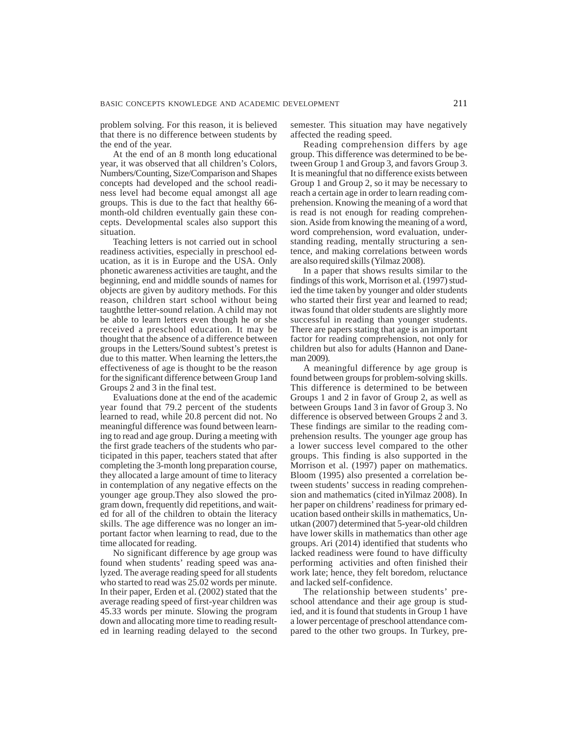problem solving. For this reason, it is believed that there is no difference between students by the end of the year.

At the end of an 8 month long educational year, it was observed that all children's Colors, Numbers/Counting, Size/Comparison and Shapes concepts had developed and the school readiness level had become equal amongst all age groups. This is due to the fact that healthy 66-month-old children eventually gain these concepts. Developmental scales also support this situation.

Teaching letters is not carried out in school readiness activities, especially in preschool education, as it is in Europe and the USA. Only phonetic awareness activities are taught, and the beginning, end and middle sounds of names for objects are given by auditory methods. For this reason, children start school without being taughtthe letter-sound relation. A child may not be able to learn letters even though he or she received a preschool education. It may be thought that the absence of a difference between groups in the Letters/Sound subtest's pretest is due to this matter. When learning the letters,the effectiveness of age is thought to be the reason for the significant difference between Group 1and Groups 2 and 3 in the final test.

Evaluations done at the end of the academic year found that 79.2 percent of the students learned to read, while 20.8 percent did not. No meaningful difference was found between learning to read and age group. During a meeting with the first grade teachers of the students who participated in this paper, teachers stated that after completing the 3-month long preparation course, they allocated a large amount of time to literacy in contemplation of any negative effects on the younger age group.They also slowed the program down, frequently did repetitions, and waited for all of the children to obtain the literacy skills. The age difference was no longer an important factor when learning to read, due to the time allocated for reading.

No significant difference by age group was found when students' reading speed was analyzed. The average reading speed for all students who started to read was 25.02 words per minute. In their paper, Erden et al. (2002) stated that the average reading speed of first-year children was 45.33 words per minute. Slowing the program down and allocating more time to reading resulted in learning reading delayed to the second semester. This situation may have negatively affected the reading speed.

Reading comprehension differs by age group. This difference was determined to be between Group 1 and Group 3, and favors Group 3. It is meaningful that no difference exists between Group 1 and Group 2, so it may be necessary to reach a certain age in order to learn reading comprehension. Knowing the meaning of a word that is read is not enough for reading comprehension. Aside from knowing the meaning of a word, word comprehension, word evaluation, understanding reading, mentally structuring a sentence, and making correlations between words are also required skills (Yilmaz 2008).

In a paper that shows results similar to the findings of this work, Morrison et al. (1997) studied the time taken by younger and older students who started their first year and learned to read; itwas found that older students are slightly more successful in reading than younger students. There are papers stating that age is an important factor for reading comprehension, not only for children but also for adults (Hannon and Daneman 2009).

A meaningful difference by age group is found between groups for problem-solving skills. This difference is determined to be between Groups 1 and 2 in favor of Group 2, as well as between Groups 1and 3 in favor of Group 3. No difference is observed between Groups 2 and 3. These findings are similar to the reading comprehension results. The younger age group has a lower success level compared to the other groups. This finding is also supported in the Morrison et al. (1997) paper on mathematics. Bloom (1995) also presented a correlation between students' success in reading comprehension and mathematics (cited inYilmaz 2008). In her paper on childrens' readiness for primary education based ontheir skills in mathematics, Unutkan (2007) determined that 5-year-old children have lower skills in mathematics than other age groups. Ari (2014) identified that students who lacked readiness were found to have difficulty performing activities and often finished their work late; hence, they felt boredom, reluctance and lacked self-confidence.

The relationship between students' preschool attendance and their age group is studied, and it is found that students in Group 1 have a lower percentage of preschool attendance compared to the other two groups. In Turkey, pre-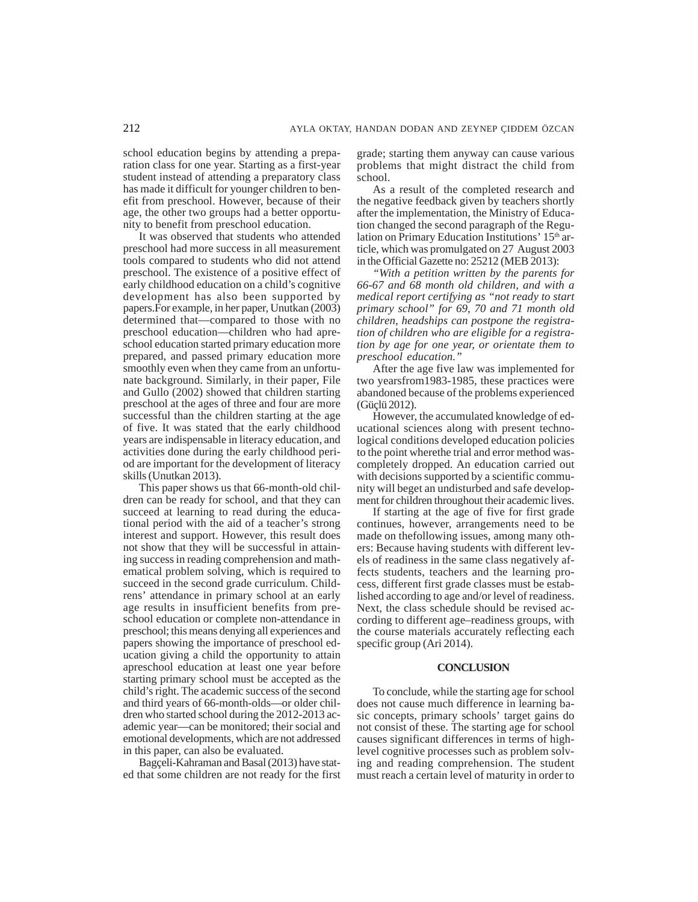school education begins by attending a preparation class for one year. Starting as a first-year student instead of attending a preparatory class has made it difficult for younger children to benefit from preschool. However, because of their age, the other two groups had a better opportunity to benefit from preschool education.

It was observed that students who attended preschool had more success in all measurement tools compared to students who did not attend preschool. The existence of a positive effect of early childhood education on a child's cognitive development has also been supported by papers.For example, in her paper, Unutkan (2003) determined that—compared to those with no preschool education—children who had apreschool education started primary education more prepared, and passed primary education more smoothly even when they came from an unfortunate background. Similarly, in their paper, File and Gullo (2002) showed that children starting preschool at the ages of three and four are more successful than the children starting at the age of five. It was stated that the early childhood years are indispensable in literacy education, and activities done during the early childhood period are important for the development of literacy skills (Unutkan 2013).

This paper shows us that 66-month-old children can be ready for school, and that they can succeed at learning to read during the educational period with the aid of a teacher's strong interest and support. However, this result does not show that they will be successful in attaining success in reading comprehension and mathematical problem solving, which is required to succeed in the second grade curriculum. Childrens' attendance in primary school at an early age results in insufficient benefits from preschool education or complete non-attendance in preschool; this means denying all experiences and papers showing the importance of preschool education giving a child the opportunity to attain apreschool education at least one year before starting primary school must be accepted as the child's right. The academic success of the second and third years of 66-month-olds—or older children who started school during the 2012-2013 academic year—can be monitored; their social and emotional developments, which are not addressed in this paper, can also be evaluated.

Bagçeli-Kahraman and Basal (2013) have stated that some children are not ready for the first grade; starting them anyway can cause various problems that might distract the child from school.

As a result of the completed research and the negative feedback given by teachers shortly after the implementation, the Ministry of Education changed the second paragraph of the Regulation on Primary Education Institutions' 15th article, which was promulgated on 27 August 2003 in the Official Gazette no: 25212 (MEB 2013):

*"With a petition written by the parents for 66-67 and 68 month old children, and with a medical report certifying as "not ready to start primary school" for 69, 70 and 71 month old children, headships can postpone the registration of children who are eligible for a registration by age for one year, or orientate them to preschool education."*

After the age five law was implemented for two yearsfrom1983-1985, these practices were abandoned because of the problems experienced (Güçlü 2012).

However, the accumulated knowledge of educational sciences along with present technological conditions developed education policies to the point wherethe trial and error method wascompletely dropped. An education carried out with decisions supported by a scientific community will beget an undisturbed and safe development for children throughout their academic lives.

If starting at the age of five for first grade continues, however, arrangements need to be made on thefollowing issues, among many others: Because having students with different levels of readiness in the same class negatively affects students, teachers and the learning process, different first grade classes must be established according to age and/or level of readiness. Next, the class schedule should be revised according to different age–readiness groups, with the course materials accurately reflecting each specific group (Ari 2014).

## CONCLUSION

To conclude, while the starting age for school does not cause much difference in learning basic concepts, primary schools' target gains do not consist of these. The starting age for school causes significant differences in terms of high-level cognitive processes such as problem solving and reading comprehension. The student must reach a certain level of maturity in order to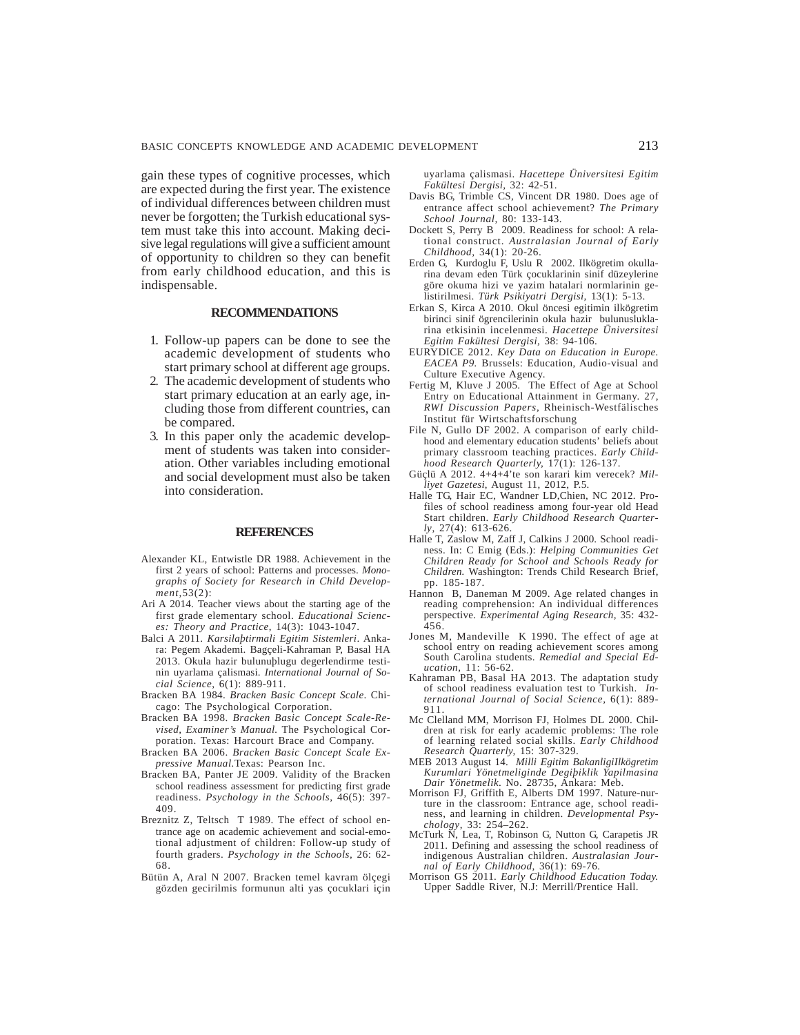gain these types of cognitive processes, which are expected during the first year. The existence of individual differences between children must never be forgotten; the Turkish educational system must take this into account. Making decisive legal regulations will give a sufficient amount of opportunity to children so they can benefit from early childhood education, and this is indispensable.

## RECOMMENDATIONS

1. Follow-up papers can be done to see the academic development of students who start primary school at different age groups.
2. The academic development of students who start primary education at an early age, including those from different countries, can be compared.
3. In this paper only the academic development of students was taken into consideration. Other variables including emotional and social development must also be taken into consideration.

## REFERENCES

Alexander KL, Entwistle DR 1988. Achievement in the first 2 years of school: Patterns and processes. *Monographs of Society for Research in Child Development*,53(2):

Ari A 2014. Teacher views about the starting age of the first grade elementary school. *Educational Sciences: Theory and Practice*, 14(3): 1043-1047.

Balci A 2011. *Karsilaþtirmali Egitim Sistemleri*. Ankara: Pegem Akademi. Bagçeli-Kahraman P, Basal HA 2013. Okula hazir bulunuþlugu degerlendirme testinin uyarlama çalismasi. *International Journal of Social Science*, 6(1): 889-911.

Bracken BA 1984. *Bracken Basic Concept Scale*. Chicago: The Psychological Corporation.

Bracken BA 1998. *Bracken Basic Concept Scale-Revised, Examiner's Manual.* The Psychological Corporation. Texas: Harcourt Brace and Company.

Bracken BA 2006. *Bracken Basic Concept Scale Expressive Manual*.Texas: Pearson Inc.

Bracken BA, Panter JE 2009. Validity of the Bracken school readiness assessment for predicting first grade readiness. *Psychology in the Schools*, 46(5): 397-409.

Breznitz Z, Teltsch T 1989. The effect of school entrance age on academic achievement and social-emotional adjustment of children: Follow-up study of fourth graders. *Psychology in the Schools*, 26: 62-68.

Bütün A, Aral N 2007. Bracken temel kavram ölçegi gözden gecirilmis formunun alti yas çocuklari için uyarlama çalismasi. *Hacettepe Üniversitesi Egitim Fakültesi Dergisi*, 32: 42-51.

Davis BG, Trimble CS, Vincent DR 1980. Does age of entrance affect school achievement? *The Primary School Journal*, 80: 133-143.

Dockett S, Perry B 2009. Readiness for school: A relational construct. *Australasian Journal of Early Childhood*, 34(1): 20-26.

Erden G, Kurdoglu F, Uslu R 2002. Ilkögretim okullarina devam eden Türk çocuklarinin sinif düzeylerine göre okuma hizi ve yazim hatalari normlarinin gelistirilmesi. *Türk Psikiyatri Dergisi*, 13(1): 5-13.

Erkan S, Kirca A 2010. Okul öncesi egitimin ilkögretim birinci sinif ögrencilerinin okula hazir bulunusluklarina etkisinin incelenmesi. *Hacettepe Üniversitesi Egitim Fakültesi Dergisi*, 38: 94-106.

EURYDICE 2012. *Key Data on Education in Europe. EACEA P9.* Brussels: Education, Audio-visual and Culture Executive Agency.

Fertig M, Kluve J 2005. The Effect of Age at School Entry on Educational Attainment in Germany. 27, *RWI Discussion Papers*, Rheinisch-Westfälisches Institut für Wirtschaftsforschung

File N, Gullo DF 2002. A comparison of early childhood and elementary education students' beliefs about primary classroom teaching practices. *Early Childhood Research Quarterly*, 17(1): 126-137.

Güçlü A 2012. 4+4+4'te son karari kim verecek? *Milliyet Gazetesi*, August 11, 2012, P.5.

Halle TG, Hair EC, Wandner LD,Chien, NC 2012. Profiles of school readiness among four-year old Head Start children. *Early Childhood Research Quarterly*, 27(4): 613-626.

Halle T, Zaslow M, Zaff J, Calkins J 2000. School readiness. In: C Emig (Eds.): *Helping Communities Get Children Ready for School and Schools Ready for Children.* Washington: Trends Child Research Brief, pp. 185-187.

Hannon B, Daneman M 2009. Age related changes in reading comprehension: An individual differences perspective. *Experimental Aging Research*, 35: 432-456.

Jones M, Mandeville K 1990. The effect of age at school entry on reading achievement scores among South Carolina students. *Remedial and Special Education*, 11: 56-62.

Kahraman PB, Basal HA 2013. The adaptation study of school readiness evaluation test to Turkish. *International Journal of Social Science*, 6(1): 889-911.

Mc Clelland MM, Morrison FJ, Holmes DL 2000. Children at risk for early academic problems: The role of learning related social skills. *Early Childhood Research Quarterly*, 15: 307-329.

MEB 2013 August 14. *Milli Egitim BakanligiIlkögretim Kurumlari Yönetmeliginde Degiþiklik Yapilmasina Dair Yönetmelik*. No. 28735, Ankara: Meb.

Morrison FJ, Griffith E, Alberts DM 1997. Nature-nurture in the classroom: Entrance age, school readiness, and learning in children. *Developmental Psychology*, 33: 254–262.

McTurk N, Lea, T, Robinson G, Nutton G, Carapetis JR 2011. Defining and assessing the school readiness of indigenous Australian children. *Australasian Journal of Early Childhood*, 36(1): 69-76.

Morrison GS 2011. *Early Childhood Education Today.* Upper Saddle River, N.J: Merrill/Prentice Hall.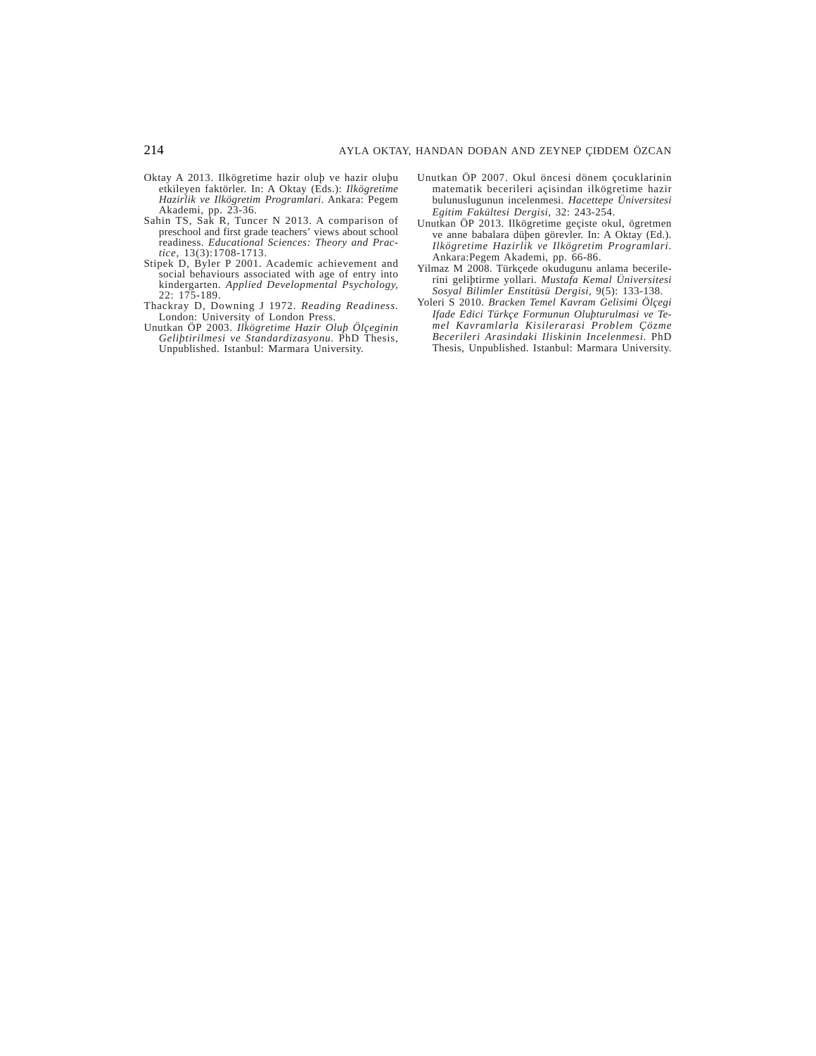Oktay A 2013. Ilkögretime hazir oluþ ve hazir oluþu etkileyen faktörler. In: A Oktay (Eds.): *Ilkögretime Hazirlik ve Ilkögretim Programlari*. Ankara: Pegem Akademi, pp. 23-36.

Sahin TS, Sak R, Tuncer N 2013. A comparison of preschool and first grade teachers' views about school readiness. *Educational Sciences: Theory and Practice*, 13(3):1708-1713.

Stipek D, Byler P 2001. Academic achievement and social behaviours associated with age of entry into kindergarten. *Applied Developmental Psychology*, 22: 175-189.

Thackray D, Downing J 1972. *Reading Readiness*. London: University of London Press.

Unutkan ÖP 2003. *Ilkögretime Hazir Oluþ Ölçeginin Geliþtirilmesi ve Standardizasyonu*. PhD Thesis, Unpublished. Istanbul: Marmara University.

Unutkan ÖP 2007. Okul öncesi dönem çocuklarinin matematik becerileri açisindan ilkögretime hazir bulunuslugunun incelenmesi. *Hacettepe Üniversitesi Egitim Fakültesi Dergisi*, 32: 243-254.

Unutkan ÖP 2013. Ilkögretime geçiste okul, ögretmen ve anne babalara düþen görevler. In: A Oktay (Ed.). *Ilkögretime Hazirlik ve Ilkögretim Programlari*. Ankara:Pegem Akademi, pp. 66-86.

Yilmaz M 2008. Türkçede okudugunu anlama becerilerini geliþtirme yollari. *Mustafa Kemal Üniversitesi Sosyal Bilimler Enstitüsü Dergisi*, 9(5): 133-138.

Yoleri S 2010. *Bracken Temel Kavram Gelisimi Ölçegi Ifade Edici Türkçe Formunun Oluþturulmasi ve Temel Kavramlarla Kisilerarasi Problem Çözme Becerileri Arasindaki Iliskinin Incelenmesi*. PhD Thesis, Unpublished. Istanbul: Marmara University.